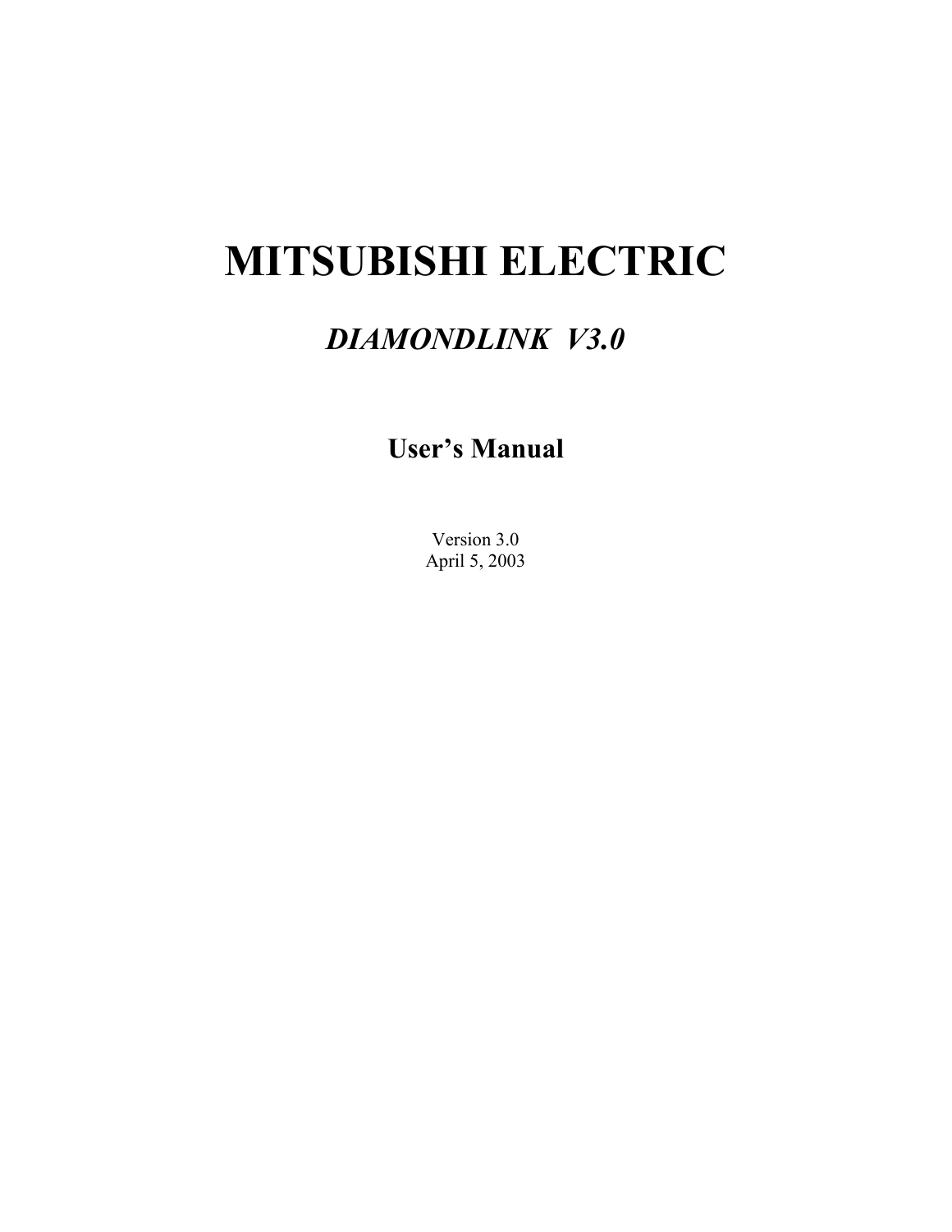# MITSUBISHI ELECTRIC

## *DIAMONDLINK V3.0*

### User's Manual

Version 3.0
April 5, 2003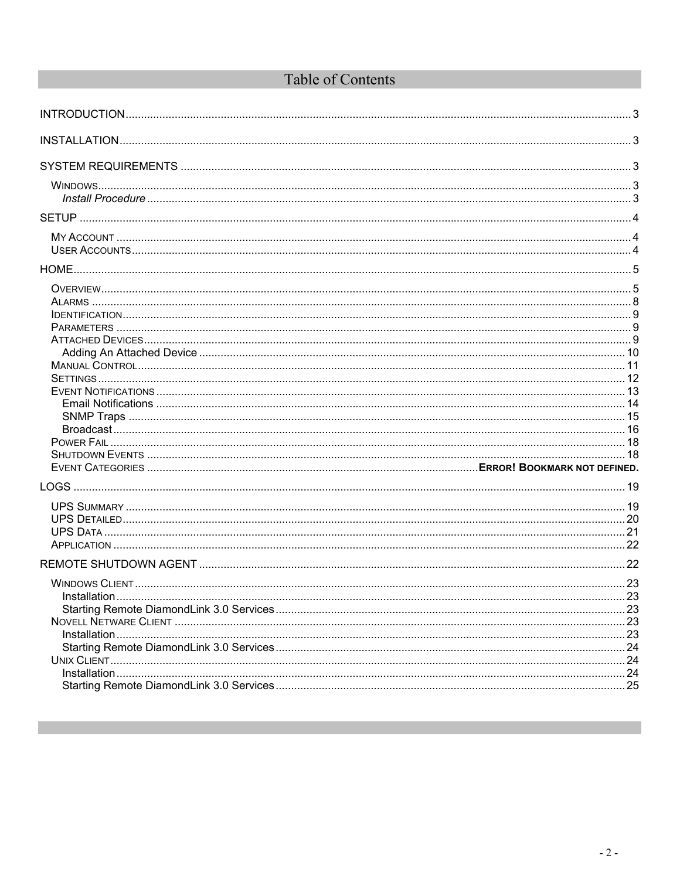# Table of Contents

INTRODUCTION .......... 3

INSTALLATION .......... 3

SYSTEM REQUIREMENTS .......... 3

- WINDOWS .......... 3
  - *Install Procedure* .......... 3

SETUP .......... 4

- MY ACCOUNT .......... 4
- USER ACCOUNTS .......... 4

HOME .......... 5

- OVERVIEW .......... 5
- ALARMS .......... 8
- IDENTIFICATION .......... 9
- PARAMETERS .......... 9
- ATTACHED DEVICES .......... 9
  - Adding An Attached Device .......... 10
- MANUAL CONTROL .......... 11
- SETTINGS .......... 12
- EVENT NOTIFICATIONS .......... 13
  - Email Notifications .......... 14
  - SNMP Traps .......... 15
  - Broadcast .......... 16
- POWER FAIL .......... 18
- SHUTDOWN EVENTS .......... 18
- EVENT CATEGORIES .......... **ERROR! BOOKMARK NOT DEFINED.**

LOGS .......... 19

- UPS SUMMARY .......... 19
- UPS DETAILED .......... 20
- UPS DATA .......... 21
- APPLICATION .......... 22

REMOTE SHUTDOWN AGENT .......... 22

- WINDOWS CLIENT .......... 23
  - Installation .......... 23
  - Starting Remote DiamondLink 3.0 Services .......... 23
- NOVELL NETWARE CLIENT .......... 23
  - Installation .......... 23
  - Starting Remote DiamondLink 3.0 Services .......... 24
- UNIX CLIENT .......... 24
  - Installation .......... 24
  - Starting Remote DiamondLink 3.0 Services .......... 25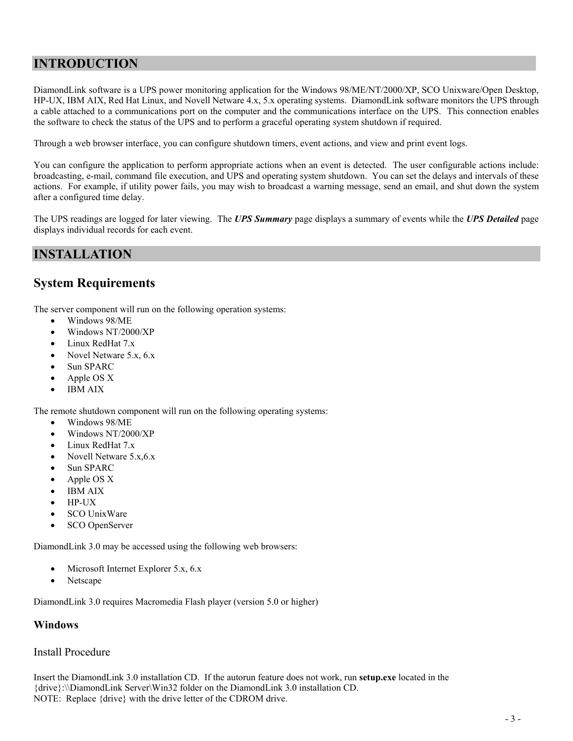# INTRODUCTION

DiamondLink software is a UPS power monitoring application for the Windows 98/ME/NT/2000/XP, SCO Unixware/Open Desktop, HP-UX, IBM AIX, Red Hat Linux, and Novell Netware 4.x, 5.x operating systems. DiamondLink software monitors the UPS through a cable attached to a communications port on the computer and the communications interface on the UPS. This connection enables the software to check the status of the UPS and to perform a graceful operating system shutdown if required.

Through a web browser interface, you can configure shutdown timers, event actions, and view and print event logs.

You can configure the application to perform appropriate actions when an event is detected. The user configurable actions include: broadcasting, e-mail, command file execution, and UPS and operating system shutdown. You can set the delays and intervals of these actions. For example, if utility power fails, you may wish to broadcast a warning message, send an email, and shut down the system after a configured time delay.

The UPS readings are logged for later viewing. The ***UPS Summary*** page displays a summary of events while the ***UPS Detailed*** page displays individual records for each event.

# INSTALLATION

## System Requirements

The server component will run on the following operation systems:

- Windows 98/ME
- Windows NT/2000/XP
- Linux RedHat 7.x
- Novel Netware 5.x, 6.x
- Sun SPARC
- Apple OS X
- IBM AIX

The remote shutdown component will run on the following operating systems:

- Windows 98/ME
- Windows NT/2000/XP
- Linux RedHat 7.x
- Novell Netware 5.x,6.x
- Sun SPARC
- Apple OS X
- IBM AIX
- HP-UX
- SCO UnixWare
- SCO OpenServer

DiamondLink 3.0 may be accessed using the following web browsers:

- Microsoft Internet Explorer 5.x, 6.x
- Netscape

DiamondLink 3.0 requires Macromedia Flash player (version 5.0 or higher)

### Windows

#### Install Procedure

Insert the DiamondLink 3.0 installation CD. If the autorun feature does not work, run **setup.exe** located in the {drive}:\\DiamondLink Server\Win32 folder on the DiamondLink 3.0 installation CD.
NOTE: Replace {drive} with the drive letter of the CDROM drive.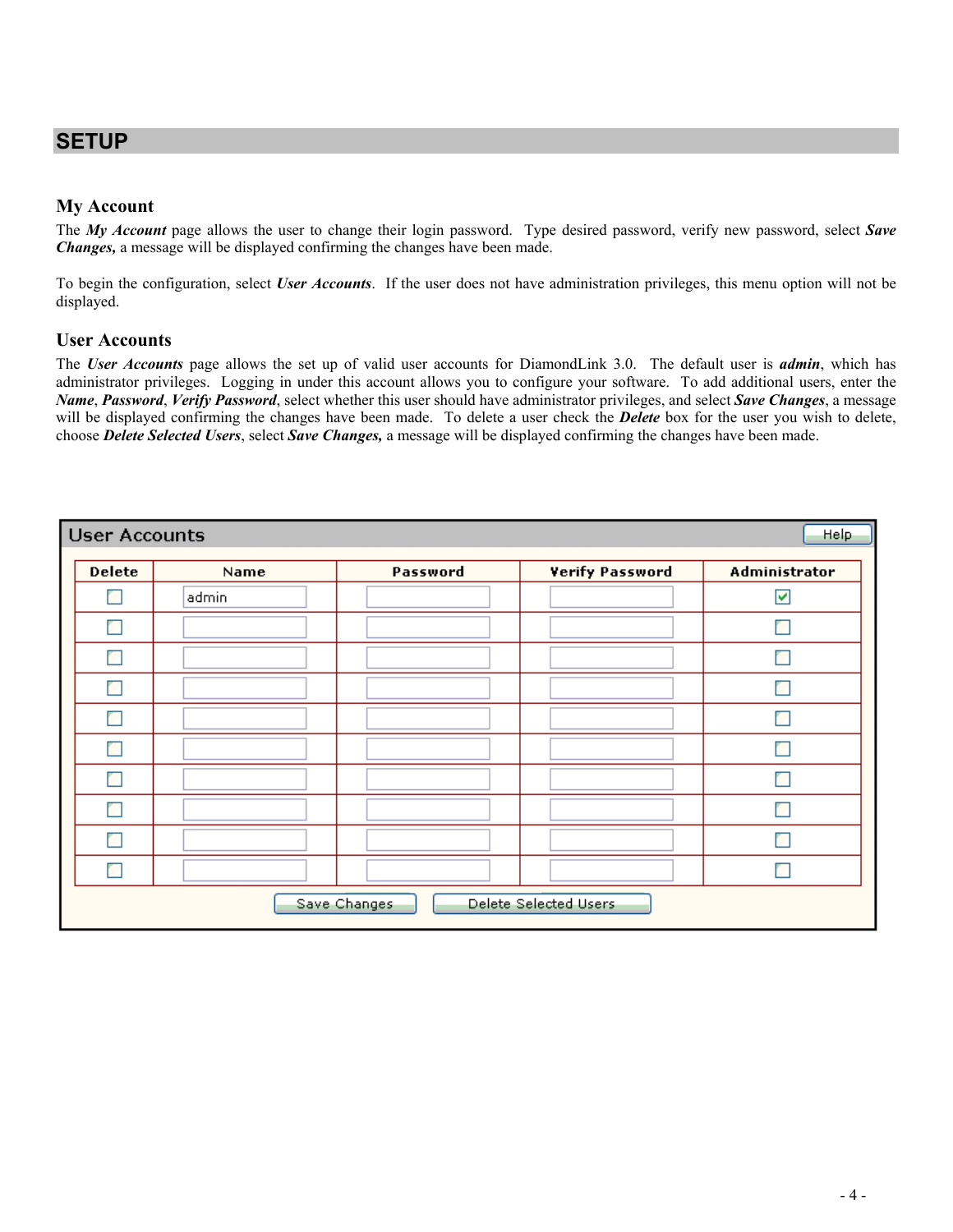# SETUP

## My Account

The ***My Account*** page allows the user to change their login password. Type desired password, verify new password, select ***Save Changes,*** a message will be displayed confirming the changes have been made.

To begin the configuration, select ***User Accounts***. If the user does not have administration privileges, this menu option will not be displayed.

## User Accounts

The ***User Accounts*** page allows the set up of valid user accounts for DiamondLink 3.0. The default user is ***admin***, which has administrator privileges. Logging in under this account allows you to configure your software. To add additional users, enter the ***Name***, ***Password***, ***Verify Password***, select whether this user should have administrator privileges, and select ***Save Changes***, a message will be displayed confirming the changes have been made. To delete a user check the ***Delete*** box for the user you wish to delete, choose ***Delete Selected Users***, select ***Save Changes,*** a message will be displayed confirming the changes have been made.

**User Accounts** [Help]

| Delete | Name | Password | Verify Password | Administrator |
|---|---|---|---|---|
| ☐ | admin | | | ☑ |
| ☐ | | | | ☐ |
| ☐ | | | | ☐ |
| ☐ | | | | ☐ |
| ☐ | | | | ☐ |
| ☐ | | | | ☐ |
| ☐ | | | | ☐ |
| ☐ | | | | ☐ |
| ☐ | | | | ☐ |
| ☐ | | | | ☐ |

[Save Changes] [Delete Selected Users]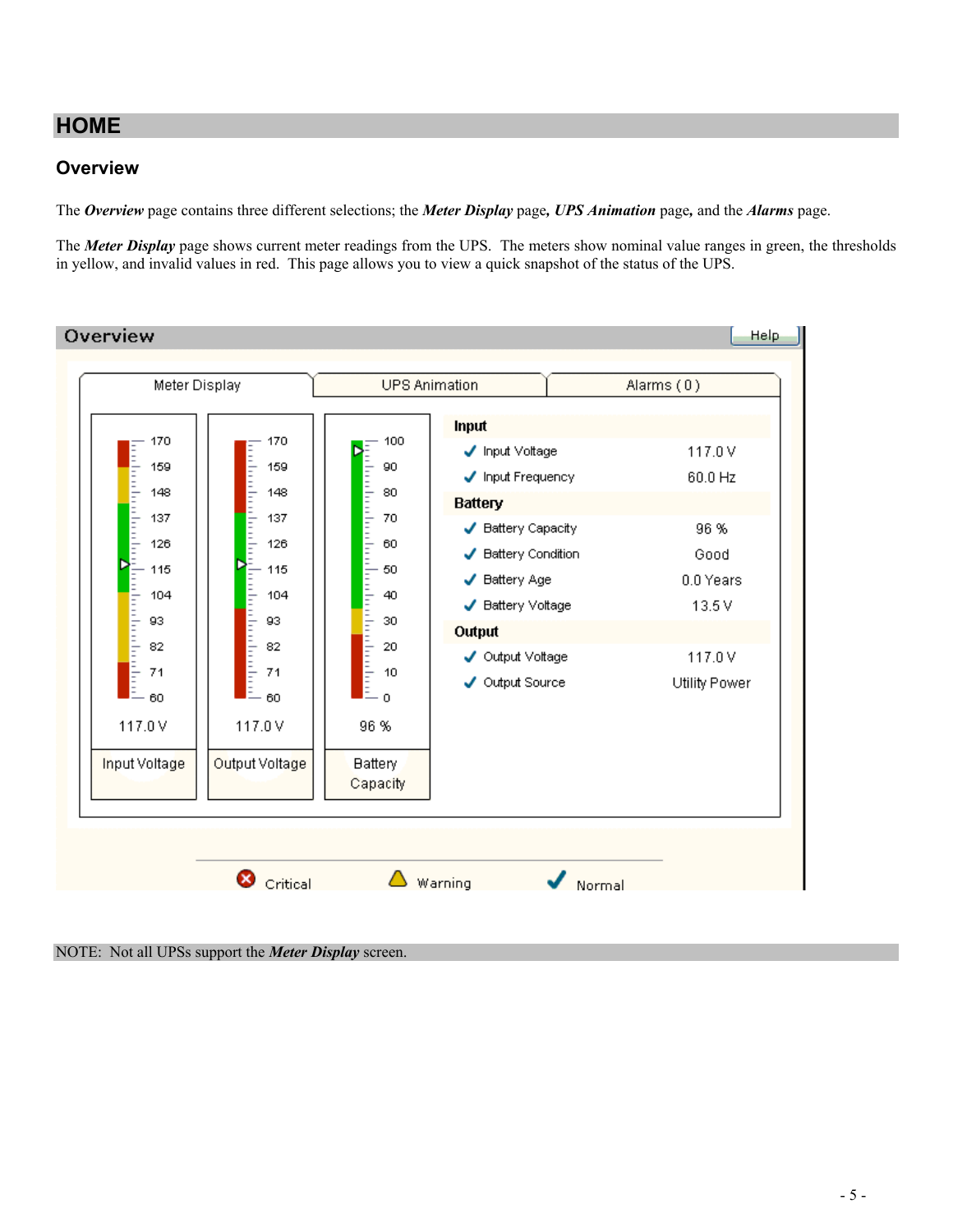# HOME

## Overview

The ***Overview*** page contains three different selections; the ***Meter Display*** page**,** ***UPS Animation*** page**,** and the ***Alarms*** page.

The ***Meter Display*** page shows current meter readings from the UPS. The meters show nominal value ranges in green, the thresholds in yellow, and invalid values in red. This page allows you to view a quick snapshot of the status of the UPS.

Overview | Help

Meter Display | UPS Animation | Alarms ( 0 )

| Input Voltage | Output Voltage | Battery Capacity |
|---|---|---|
| 117.0 V | 117.0 V | 96 % |

| | |
|---|---|
| **Input** | |
| Input Voltage | 117.0 V |
| Input Frequency | 60.0 Hz |
| **Battery** | |
| Battery Capacity | 96 % |
| Battery Condition | Good |
| Battery Age | 0.0 Years |
| Battery Voltage | 13.5 V |
| **Output** | |
| Output Voltage | 117.0 V |
| Output Source | Utility Power |

Critical &nbsp;&nbsp; Warning &nbsp;&nbsp; Normal

NOTE: Not all UPSs support the ***Meter Display*** screen.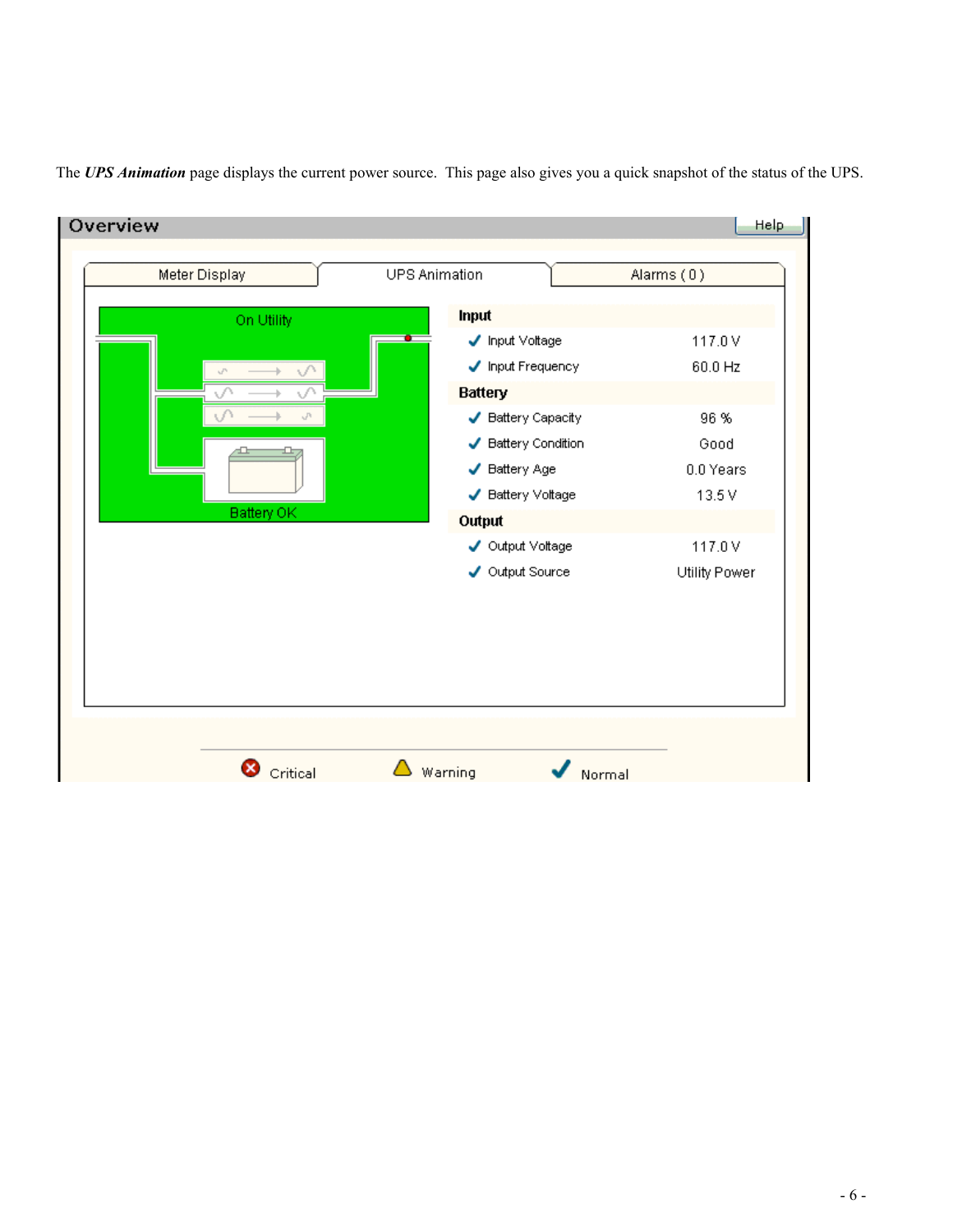The ***UPS Animation*** page displays the current power source. This page also gives you a quick snapshot of the status of the UPS.

**Overview** — Help

Meter Display | UPS Animation | Alarms ( 0 )

On Utility

Battery OK

| **Input** | |
|---|---|
| ✓ Input Voltage | 117.0 V |
| ✓ Input Frequency | 60.0 Hz |
| **Battery** | |
| ✓ Battery Capacity | 96 % |
| ✓ Battery Condition | Good |
| ✓ Battery Age | 0.0 Years |
| ✓ Battery Voltage | 13.5 V |
| **Output** | |
| ✓ Output Voltage | 117.0 V |
| ✓ Output Source | Utility Power |

Critical   Warning   Normal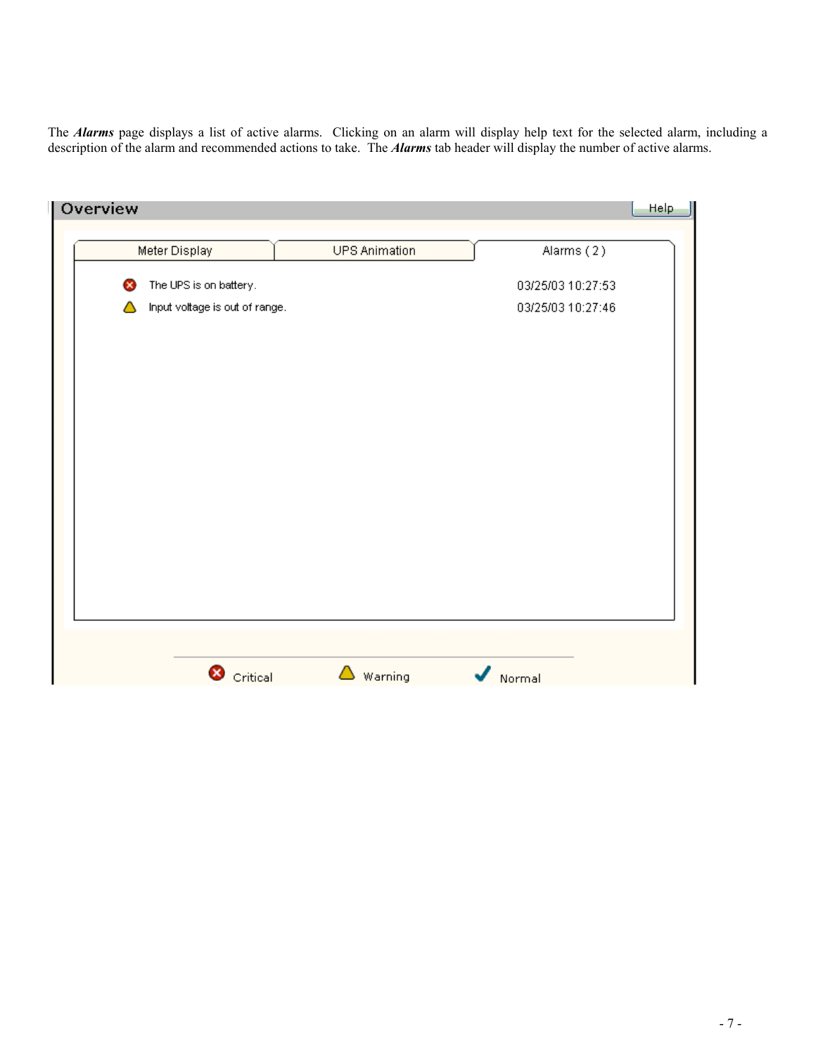The ***Alarms*** page displays a list of active alarms. Clicking on an alarm will display help text for the selected alarm, including a description of the alarm and recommended actions to take. The ***Alarms*** tab header will display the number of active alarms.

**Overview** Help

| Meter Display | UPS Animation | Alarms ( 2 ) |
|---|---|---|

| | Alarm | Time |
|---|---|---|
| Critical | The UPS is on battery. | 03/25/03 10:27:53 |
| Warning | Input voltage is out of range. | 03/25/03 10:27:46 |

Critical Warning Normal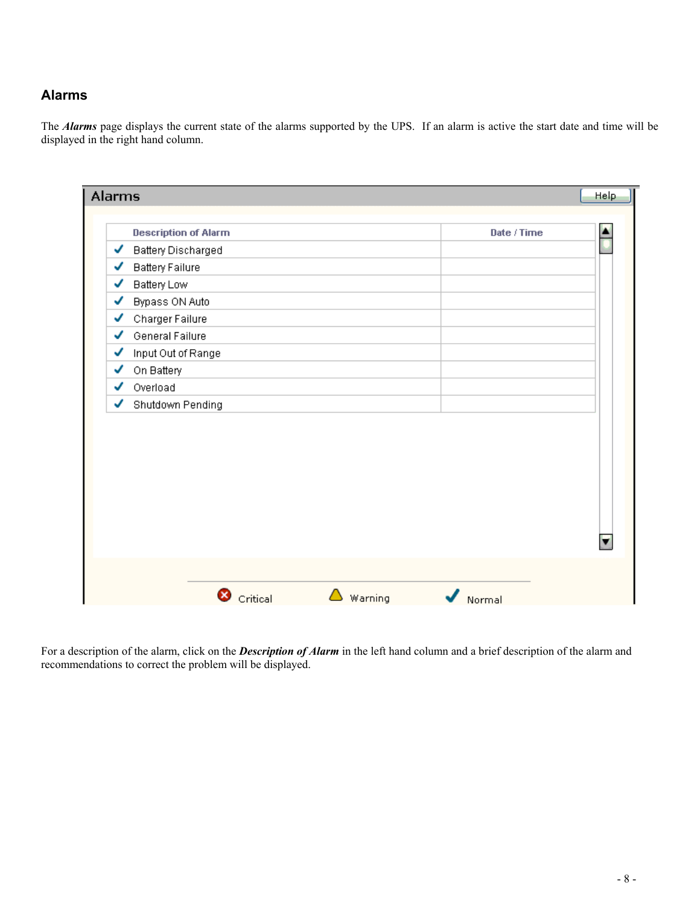## Alarms

The ***Alarms*** page displays the current state of the alarms supported by the UPS. If an alarm is active the start date and time will be displayed in the right hand column.

**Alarms**

| | Description of Alarm | Date / Time |
|---|---|---|
| ✓ | Battery Discharged | |
| ✓ | Battery Failure | |
| ✓ | Battery Low | |
| ✓ | Bypass ON Auto | |
| ✓ | Charger Failure | |
| ✓ | General Failure | |
| ✓ | Input Out of Range | |
| ✓ | On Battery | |
| ✓ | Overload | |
| ✓ | Shutdown Pending | |

Critical   Warning   Normal

For a description of the alarm, click on the ***Description of Alarm*** in the left hand column and a brief description of the alarm and recommendations to correct the problem will be displayed.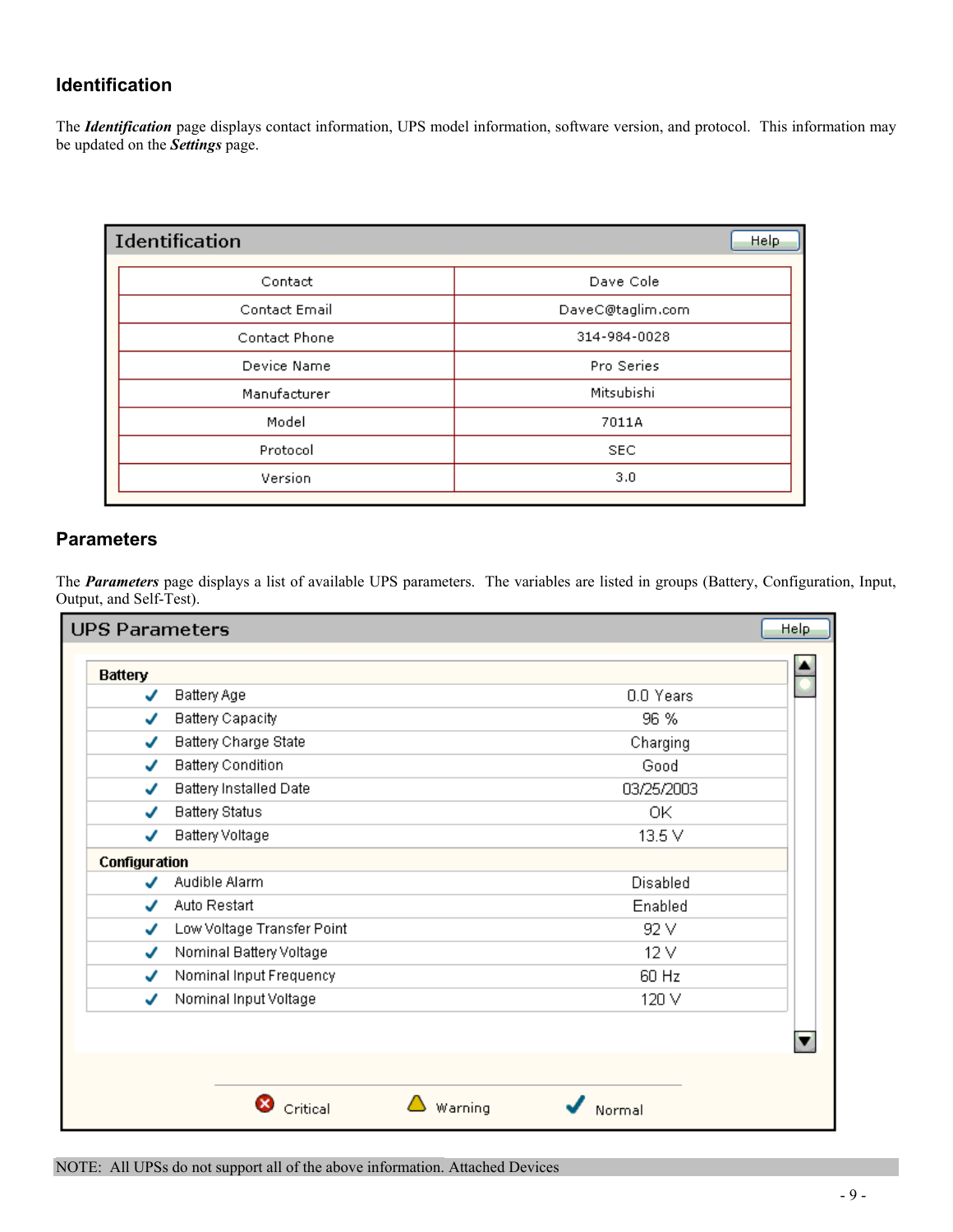## Identification

The ***Identification*** page displays contact information, UPS model information, software version, and protocol. This information may be updated on the ***Settings*** page.

**Identification** — Help

| Field | Value |
|---|---|
| Contact | Dave Cole |
| Contact Email | DaveC@taglim.com |
| Contact Phone | 314-984-0028 |
| Device Name | Pro Series |
| Manufacturer | Mitsubishi |
| Model | 7011A |
| Protocol | SEC |
| Version | 3.0 |

## Parameters

The ***Parameters*** page displays a list of available UPS parameters. The variables are listed in groups (Battery, Configuration, Input, Output, and Self-Test).

**UPS Parameters** — Help

| Parameter | Value |
|---|---|
| **Battery** | |
| ✓ Battery Age | 0.0 Years |
| ✓ Battery Capacity | 96 % |
| ✓ Battery Charge State | Charging |
| ✓ Battery Condition | Good |
| ✓ Battery Installed Date | 03/25/2003 |
| ✓ Battery Status | OK |
| ✓ Battery Voltage | 13.5 V |
| **Configuration** | |
| ✓ Audible Alarm | Disabled |
| ✓ Auto Restart | Enabled |
| ✓ Low Voltage Transfer Point | 92 V |
| ✓ Nominal Battery Voltage | 12 V |
| ✓ Nominal Input Frequency | 60 Hz |
| ✓ Nominal Input Voltage | 120 V |

Critical &nbsp;&nbsp; Warning &nbsp;&nbsp; Normal

NOTE: All UPSs do not support all of the above information. Attached Devices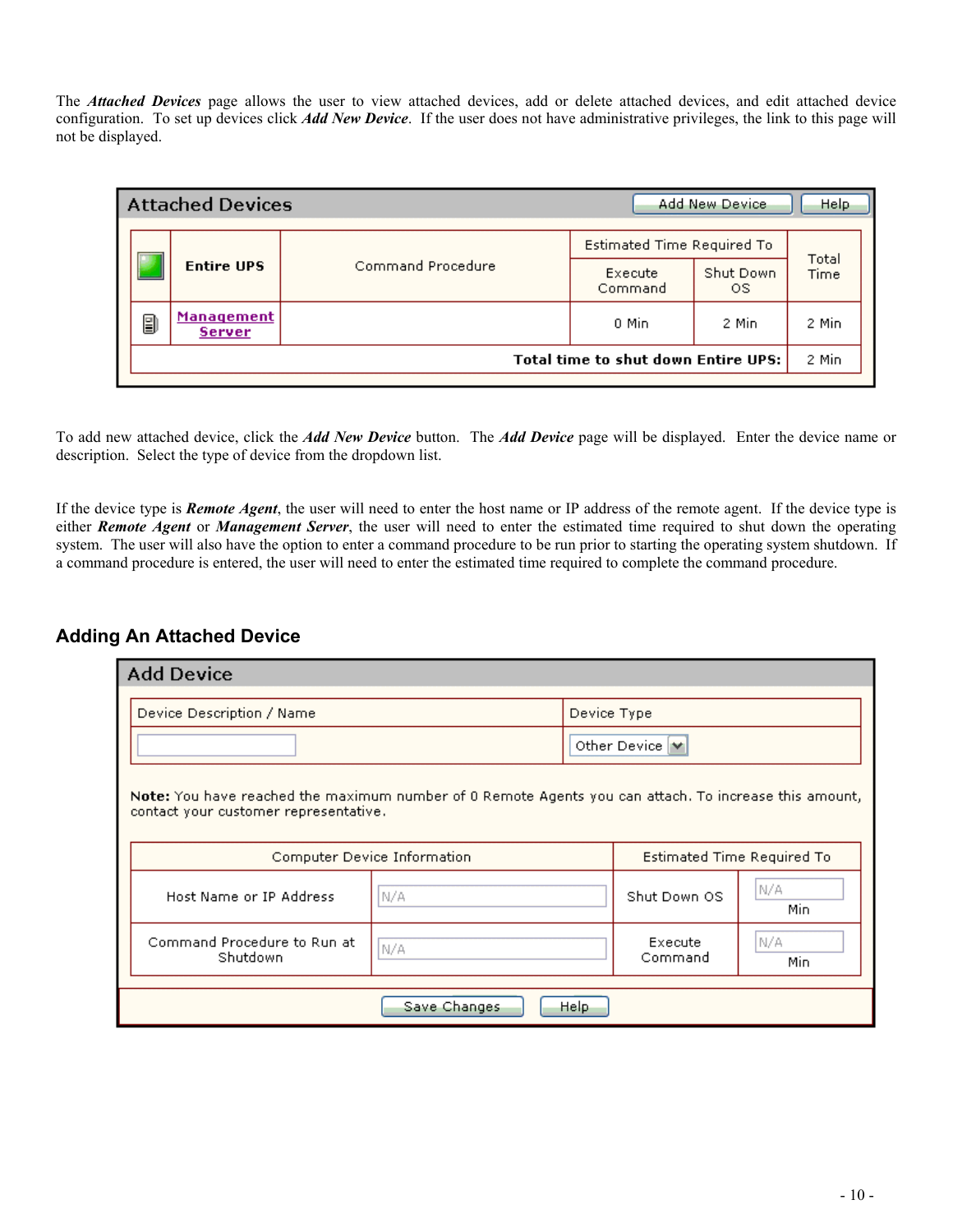The ***Attached Devices*** page allows the user to view attached devices, add or delete attached devices, and edit attached device configuration. To set up devices click ***Add New Device***. If the user does not have administrative privileges, the link to this page will not be displayed.

**Attached Devices** [Add New Device] [Help]

| | **Entire UPS** | Command Procedure | Estimated Time Required To | | Total Time |
|---|---|---|---|---|---|
| | | | Execute Command | Shut Down OS | |
| | **Management Server** | | 0 Min | 2 Min | 2 Min |
| | | | | **Total time to shut down Entire UPS:** | 2 Min |

To add new attached device, click the ***Add New Device*** button. The ***Add Device*** page will be displayed. Enter the device name or description. Select the type of device from the dropdown list.

If the device type is ***Remote Agent***, the user will need to enter the host name or IP address of the remote agent. If the device type is either ***Remote Agent*** or ***Management Server***, the user will need to enter the estimated time required to shut down the operating system. The user will also have the option to enter a command procedure to be run prior to starting the operating system shutdown. If a command procedure is entered, the user will need to enter the estimated time required to complete the command procedure.

## Adding An Attached Device

**Add Device**

| Device Description / Name | Device Type |
|---|---|
| | Other Device |

**Note:** You have reached the maximum number of 0 Remote Agents you can attach. To increase this amount, contact your customer representative.

| Computer Device Information | | Estimated Time Required To | |
|---|---|---|---|
| Host Name or IP Address | N/A | Shut Down OS | N/A Min |
| Command Procedure to Run at Shutdown | N/A | Execute Command | N/A Min |

[Save Changes] [Help]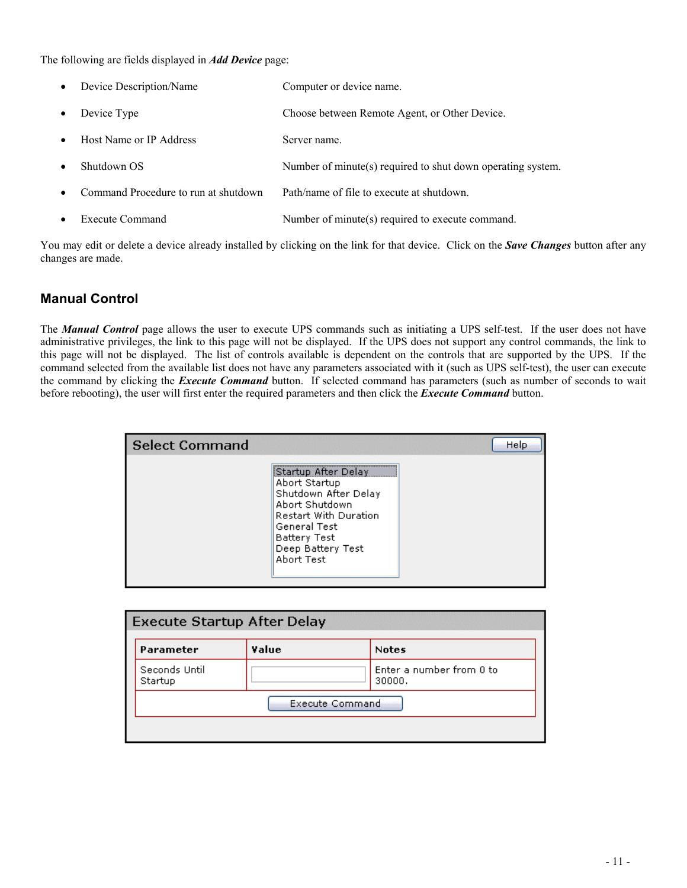The following are fields displayed in ***Add Device*** page:

- Device Description/Name — Computer or device name.
- Device Type — Choose between Remote Agent, or Other Device.
- Host Name or IP Address — Server name.
- Shutdown OS — Number of minute(s) required to shut down operating system.
- Command Procedure to run at shutdown — Path/name of file to execute at shutdown.
- Execute Command — Number of minute(s) required to execute command.

You may edit or delete a device already installed by clicking on the link for that device. Click on the ***Save Changes*** button after any changes are made.

## Manual Control

The ***Manual Control*** page allows the user to execute UPS commands such as initiating a UPS self-test. If the user does not have administrative privileges, the link to this page will not be displayed. If the UPS does not support any control commands, the link to this page will not be displayed. The list of controls available is dependent on the controls that are supported by the UPS. If the command selected from the available list does not have any parameters associated with it (such as UPS self-test), the user can execute the command by clicking the ***Execute Command*** button. If selected command has parameters (such as number of seconds to wait before rebooting), the user will first enter the required parameters and then click the ***Execute Command*** button.

**Select Command** [Help]

- Startup After Delay
- Abort Startup
- Shutdown After Delay
- Abort Shutdown
- Restart With Duration
- General Test
- Battery Test
- Deep Battery Test
- Abort Test

**Execute Startup After Delay**

| Parameter | Value | Notes |
|---|---|---|
| Seconds Until Startup | | Enter a number from 0 to 30000. |

[Execute Command]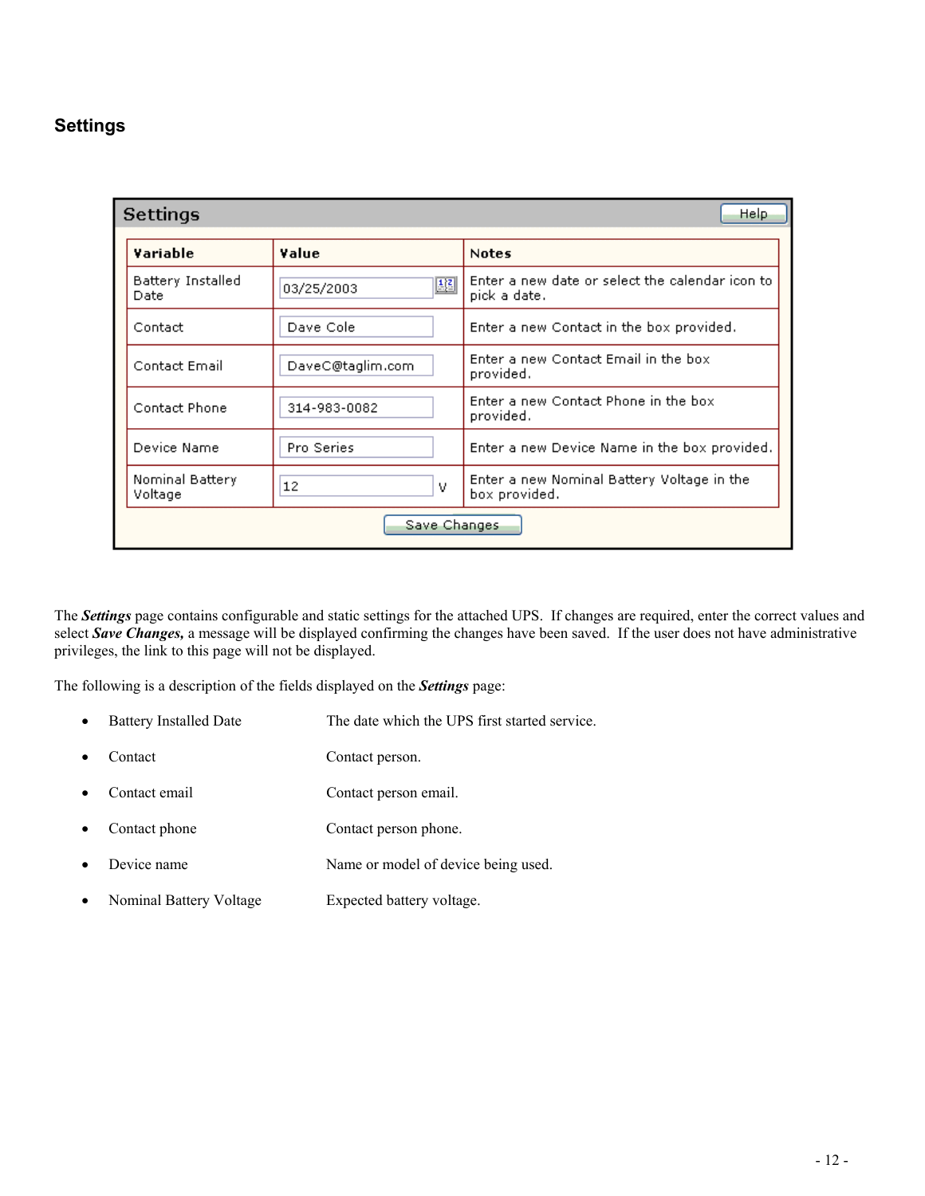## Settings

| Variable | Value | Notes |
|---|---|---|
| Battery Installed Date | 03/25/2003 | Enter a new date or select the calendar icon to pick a date. |
| Contact | Dave Cole | Enter a new Contact in the box provided. |
| Contact Email | DaveC@taglim.com | Enter a new Contact Email in the box provided. |
| Contact Phone | 314-983-0082 | Enter a new Contact Phone in the box provided. |
| Device Name | Pro Series | Enter a new Device Name in the box provided. |
| Nominal Battery Voltage | 12 V | Enter a new Nominal Battery Voltage in the box provided. |

The ***Settings*** page contains configurable and static settings for the attached UPS. If changes are required, enter the correct values and select ***Save Changes,*** a message will be displayed confirming the changes have been saved. If the user does not have administrative privileges, the link to this page will not be displayed.

The following is a description of the fields displayed on the ***Settings*** page:

- Battery Installed Date — The date which the UPS first started service.
- Contact — Contact person.
- Contact email — Contact person email.
- Contact phone — Contact person phone.
- Device name — Name or model of device being used.
- Nominal Battery Voltage — Expected battery voltage.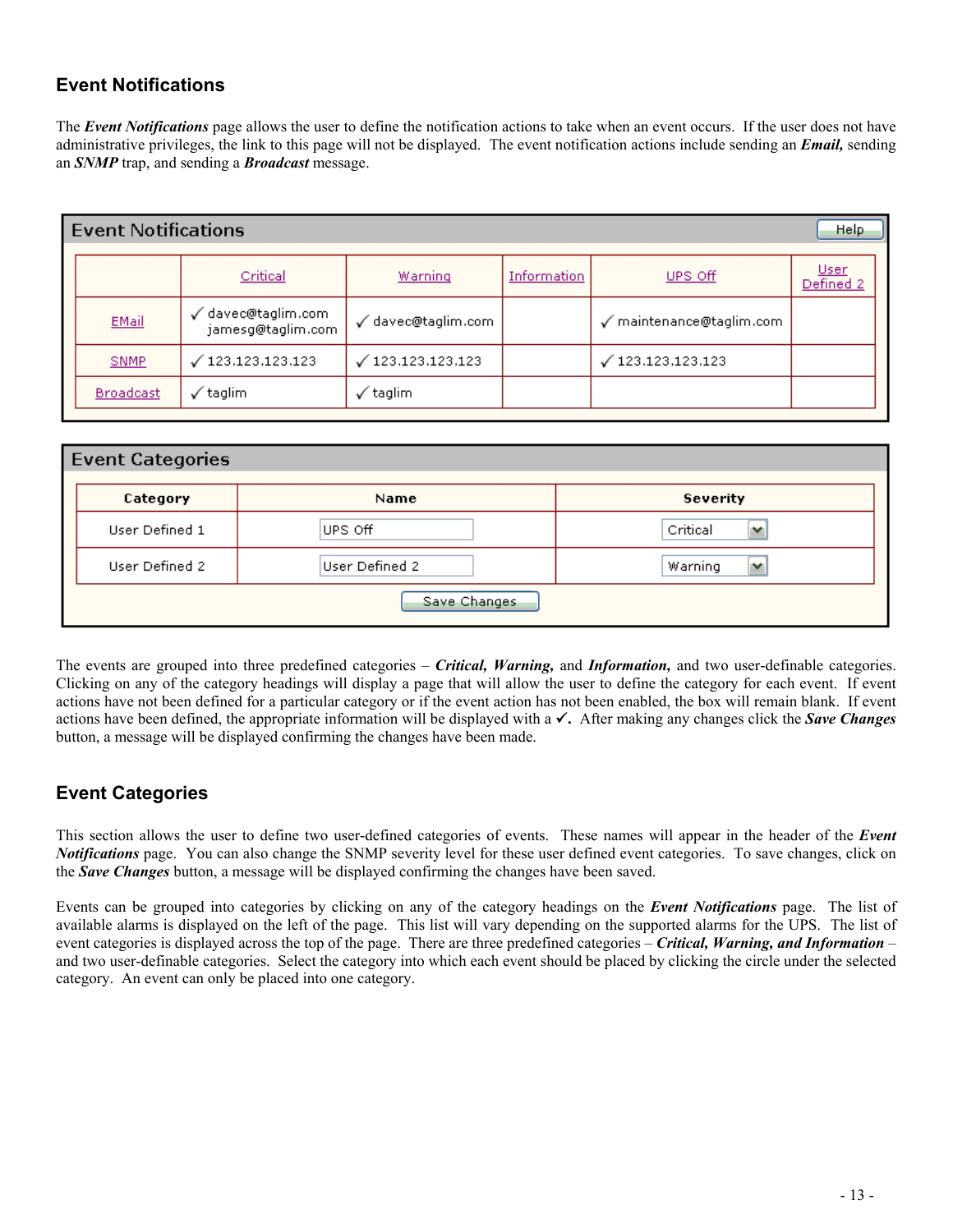## Event Notifications

The ***Event Notifications*** page allows the user to define the notification actions to take when an event occurs. If the user does not have administrative privileges, the link to this page will not be displayed. The event notification actions include sending an ***Email,*** sending an ***SNMP*** trap, and sending a ***Broadcast*** message.

**Event Notifications** Help

| | Critical | Warning | Information | UPS Off | User Defined 2 |
|---|---|---|---|---|---|
| EMail | ✓ davec@taglim.com jamesg@taglim.com | ✓ davec@taglim.com | | ✓ maintenance@taglim.com | |
| SNMP | ✓ 123.123.123.123 | ✓ 123.123.123.123 | | ✓ 123.123.123.123 | |
| Broadcast | ✓ taglim | ✓ taglim | | | |

**Event Categories**

| Category | Name | Severity |
|---|---|---|
| User Defined 1 | UPS Off | Critical |
| User Defined 2 | User Defined 2 | Warning |

Save Changes

The events are grouped into three predefined categories – ***Critical, Warning,*** and ***Information,*** and two user-definable categories. Clicking on any of the category headings will display a page that will allow the user to define the category for each event. If event actions have not been defined for a particular category or if the event action has not been enabled, the box will remain blank. If event actions have been defined, the appropriate information will be displayed with a ✓. After making any changes click the ***Save Changes*** button, a message will be displayed confirming the changes have been made.

## Event Categories

This section allows the user to define two user-defined categories of events. These names will appear in the header of the ***Event Notifications*** page. You can also change the SNMP severity level for these user defined event categories. To save changes, click on the ***Save Changes*** button, a message will be displayed confirming the changes have been saved.

Events can be grouped into categories by clicking on any of the category headings on the ***Event Notifications*** page. The list of available alarms is displayed on the left of the page. This list will vary depending on the supported alarms for the UPS. The list of event categories is displayed across the top of the page. There are three predefined categories – ***Critical, Warning, and Information*** – and two user-definable categories. Select the category into which each event should be placed by clicking the circle under the selected category. An event can only be placed into one category.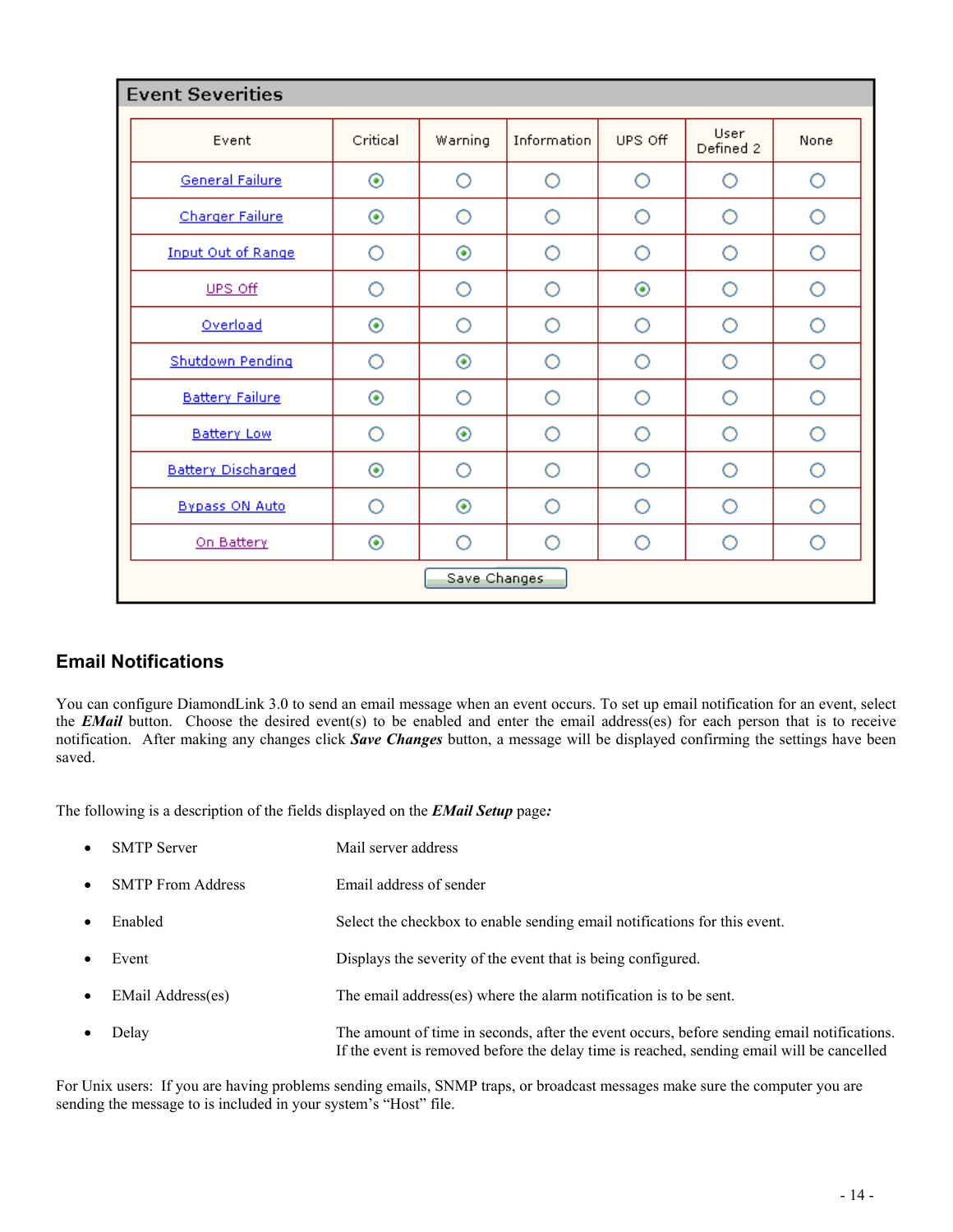**Event Severities**

| Event | Critical | Warning | Information | UPS Off | User Defined 2 | None |
|---|---|---|---|---|---|---|
| General Failure | ◉ | ○ | ○ | ○ | ○ | ○ |
| Charger Failure | ◉ | ○ | ○ | ○ | ○ | ○ |
| Input Out of Range | ○ | ◉ | ○ | ○ | ○ | ○ |
| UPS Off | ○ | ○ | ○ | ◉ | ○ | ○ |
| Overload | ◉ | ○ | ○ | ○ | ○ | ○ |
| Shutdown Pending | ○ | ◉ | ○ | ○ | ○ | ○ |
| Battery Failure | ◉ | ○ | ○ | ○ | ○ | ○ |
| Battery Low | ○ | ◉ | ○ | ○ | ○ | ○ |
| Battery Discharged | ◉ | ○ | ○ | ○ | ○ | ○ |
| Bypass ON Auto | ○ | ◉ | ○ | ○ | ○ | ○ |
| On Battery | ◉ | ○ | ○ | ○ | ○ | ○ |

Save Changes

## Email Notifications

You can configure DiamondLink 3.0 to send an email message when an event occurs. To set up email notification for an event, select the ***EMail*** button. Choose the desired event(s) to be enabled and enter the email address(es) for each person that is to receive notification. After making any changes click ***Save Changes*** button, a message will be displayed confirming the settings have been saved.

The following is a description of the fields displayed on the ***EMail Setup*** page***:***

- SMTP Server — Mail server address
- SMTP From Address — Email address of sender
- Enabled — Select the checkbox to enable sending email notifications for this event.
- Event — Displays the severity of the event that is being configured.
- EMail Address(es) — The email address(es) where the alarm notification is to be sent.
- Delay — The amount of time in seconds, after the event occurs, before sending email notifications. If the event is removed before the delay time is reached, sending email will be cancelled

For Unix users: If you are having problems sending emails, SNMP traps, or broadcast messages make sure the computer you are sending the message to is included in your system's "Host" file.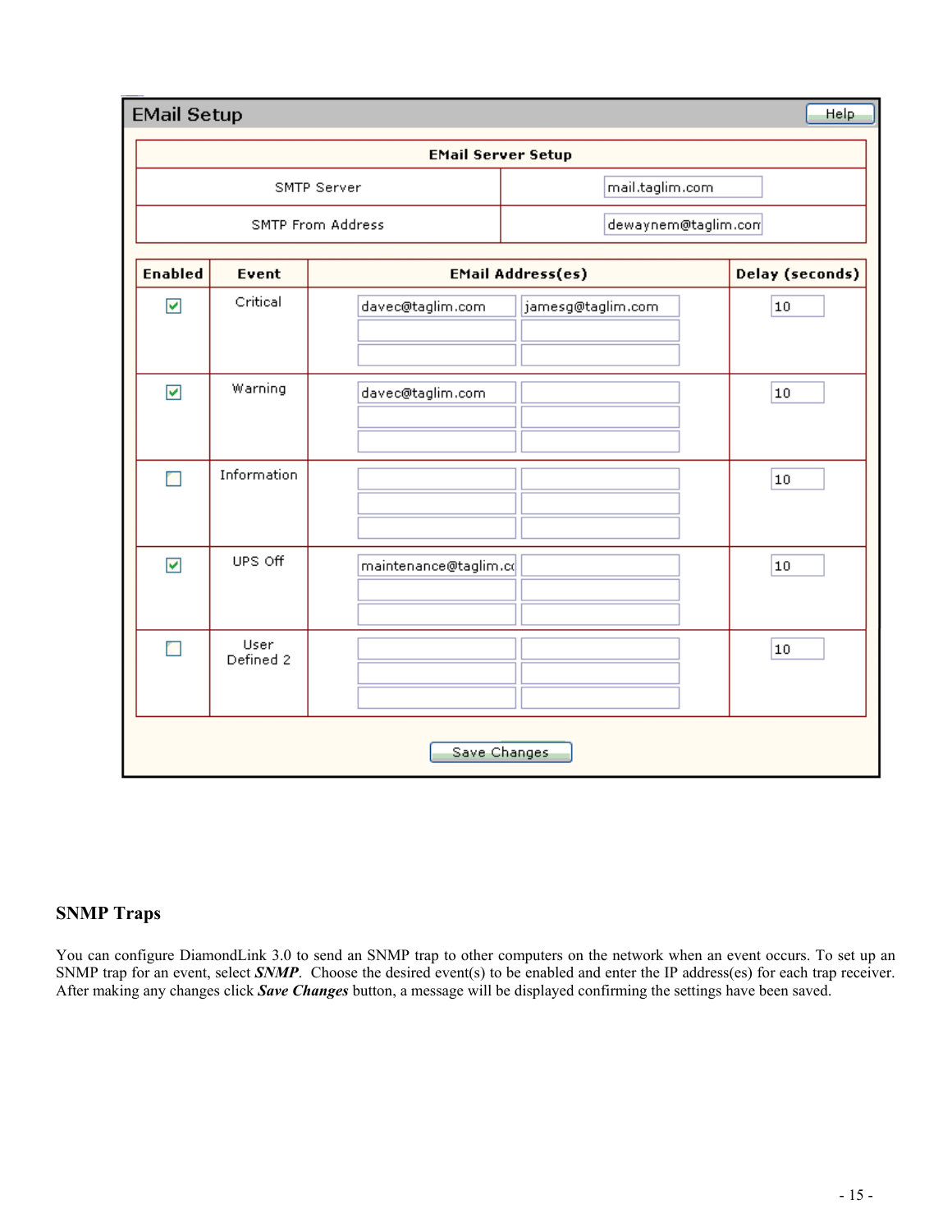## EMail Setup

Help

| EMail Server Setup | |
|---|---|
| SMTP Server | mail.taglim.com |
| SMTP From Address | dewaynem@taglim.com |

| Enabled | Event | EMail Address(es) | | Delay (seconds) |
|---|---|---|---|---|
| ☑ | Critical | davec@taglim.com | jamesg@taglim.com | 10 |
| ☑ | Warning | davec@taglim.com | | 10 |
| ☐ | Information | | | 10 |
| ☑ | UPS Off | maintenance@taglim.co | | 10 |
| ☐ | User Defined 2 | | | 10 |

Save Changes

### SNMP Traps

You can configure DiamondLink 3.0 to send an SNMP trap to other computers on the network when an event occurs. To set up an SNMP trap for an event, select ***SNMP***. Choose the desired event(s) to be enabled and enter the IP address(es) for each trap receiver. After making any changes click ***Save Changes*** button, a message will be displayed confirming the settings have been saved.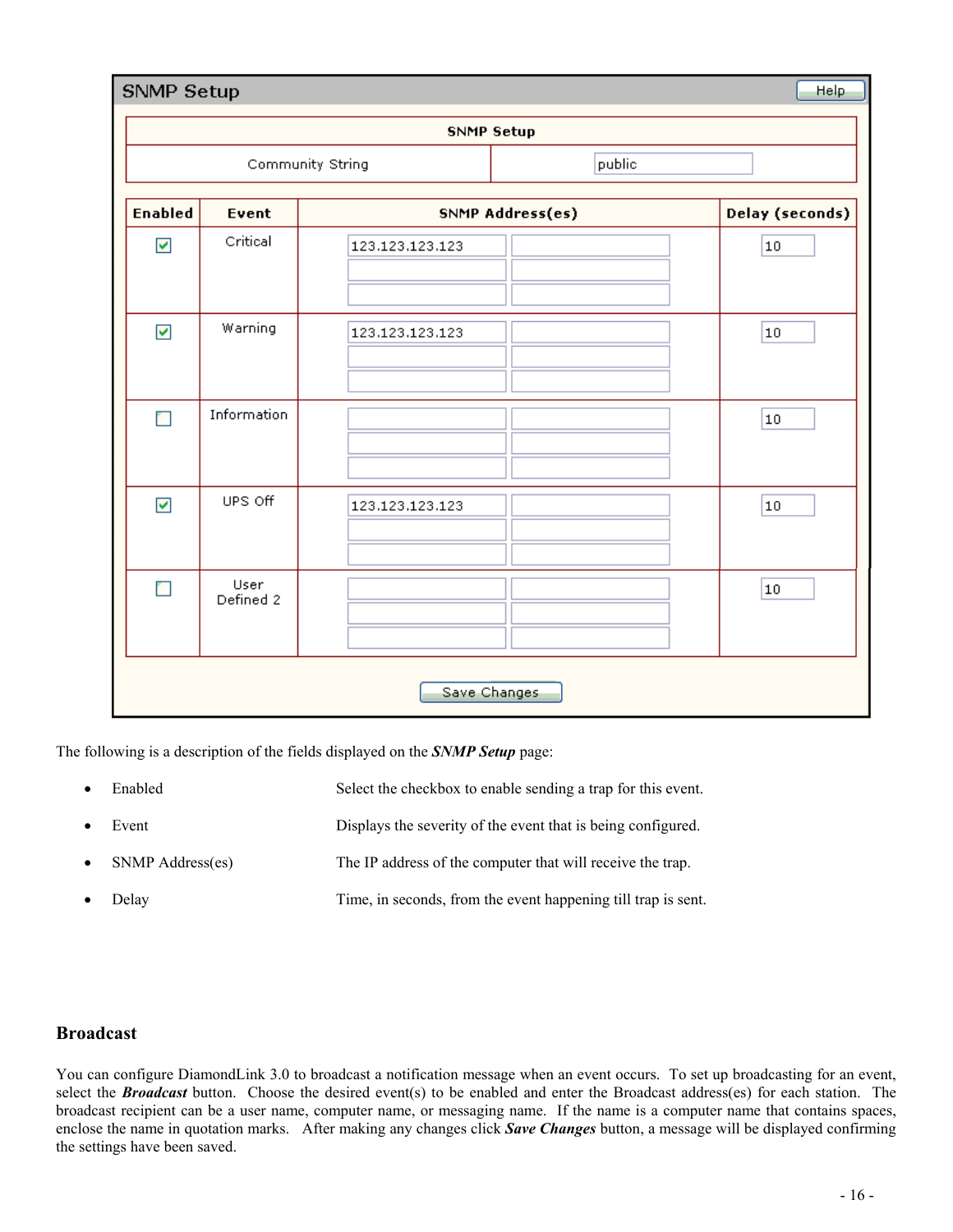## SNMP Setup

| SNMP Setup | |
|---|---|
| Community String | public |

| Enabled | Event | SNMP Address(es) | | Delay (seconds) |
|---|---|---|---|---|
| ☑ | Critical | 123.123.123.123 | | 10 |
| ☑ | Warning | 123.123.123.123 | | 10 |
| ☐ | Information | | | 10 |
| ☑ | UPS Off | 123.123.123.123 | | 10 |
| ☐ | User Defined 2 | | | 10 |

Save Changes

The following is a description of the fields displayed on the ***SNMP Setup*** page:

- Enabled — Select the checkbox to enable sending a trap for this event.
- Event — Displays the severity of the event that is being configured.
- SNMP Address(es) — The IP address of the computer that will receive the trap.
- Delay — Time, in seconds, from the event happening till trap is sent.

## Broadcast

You can configure DiamondLink 3.0 to broadcast a notification message when an event occurs. To set up broadcasting for an event, select the ***Broadcast*** button. Choose the desired event(s) to be enabled and enter the Broadcast address(es) for each station. The broadcast recipient can be a user name, computer name, or messaging name. If the name is a computer name that contains spaces, enclose the name in quotation marks. After making any changes click ***Save Changes*** button, a message will be displayed confirming the settings have been saved.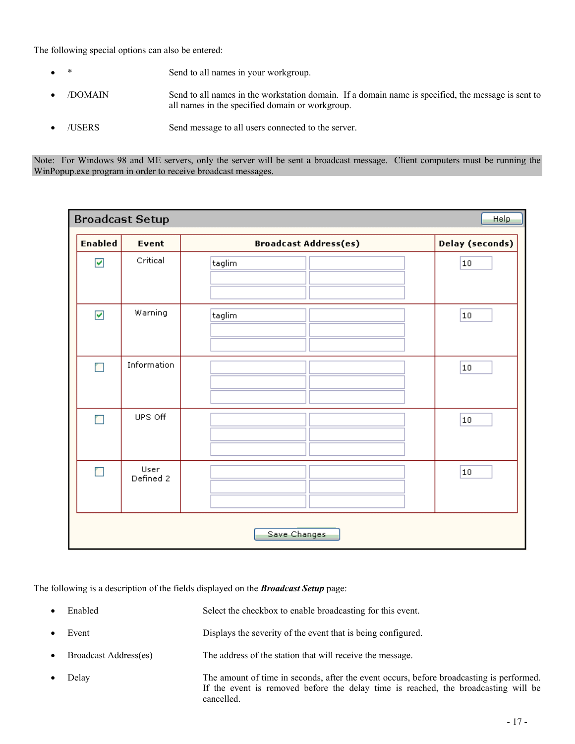The following special options can also be entered:

- `*` Send to all names in your workgroup.
- /DOMAIN Send to all names in the workstation domain. If a domain name is specified, the message is sent to all names in the specified domain or workgroup.
- /USERS Send message to all users connected to the server.

Note: For Windows 98 and ME servers, only the server will be sent a broadcast message. Client computers must be running the WinPopup.exe program in order to receive broadcast messages.

**Broadcast Setup** [Help]

| Enabled | Event | Broadcast Address(es) | | Delay (seconds) |
|---|---|---|---|---|
| ☑ | Critical | taglim | | 10 |
| ☑ | Warning | taglim | | 10 |
| ☐ | Information | | | 10 |
| ☐ | UPS Off | | | 10 |
| ☐ | User Defined 2 | | | 10 |

[Save Changes]

The following is a description of the fields displayed on the ***Broadcast Setup*** page:

- Enabled Select the checkbox to enable broadcasting for this event.
- Event Displays the severity of the event that is being configured.
- Broadcast Address(es) The address of the station that will receive the message.
- Delay The amount of time in seconds, after the event occurs, before broadcasting is performed. If the event is removed before the delay time is reached, the broadcasting will be cancelled.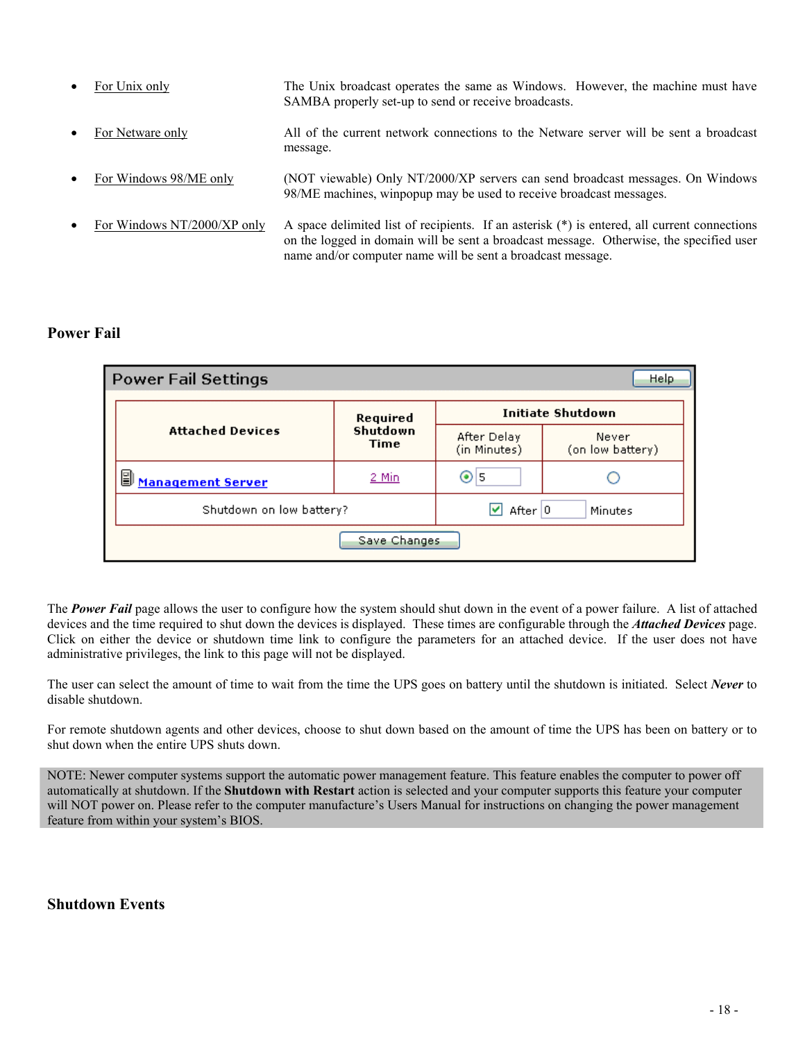- For Unix only — The Unix broadcast operates the same as Windows. However, the machine must have SAMBA properly set-up to send or receive broadcasts.
- For Netware only — All of the current network connections to the Netware server will be sent a broadcast message.
- For Windows 98/ME only — (NOT viewable) Only NT/2000/XP servers can send broadcast messages. On Windows 98/ME machines, winpopup may be used to receive broadcast messages.
- For Windows NT/2000/XP only — A space delimited list of recipients. If an asterisk (*) is entered, all current connections on the logged in domain will be sent a broadcast message. Otherwise, the specified user name and/or computer name will be sent a broadcast message.

## Power Fail

**Power Fail Settings** [Help]

| Attached Devices | Required Shutdown Time | Initiate Shutdown | |
|---|---|---|---|
| | | After Delay (in Minutes) | Never (on low battery) |
| Management Server | 2 Min | ◉ 5 | ○ |
| Shutdown on low battery? | | ☑ After 0 Minutes | |

[Save Changes]

The ***Power Fail*** page allows the user to configure how the system should shut down in the event of a power failure. A list of attached devices and the time required to shut down the devices is displayed. These times are configurable through the ***Attached Devices*** page. Click on either the device or shutdown time link to configure the parameters for an attached device. If the user does not have administrative privileges, the link to this page will not be displayed.

The user can select the amount of time to wait from the time the UPS goes on battery until the shutdown is initiated. Select ***Never*** to disable shutdown.

For remote shutdown agents and other devices, choose to shut down based on the amount of time the UPS has been on battery or to shut down when the entire UPS shuts down.

> NOTE: Newer computer systems support the automatic power management feature. This feature enables the computer to power off automatically at shutdown. If the **Shutdown with Restart** action is selected and your computer supports this feature your computer will NOT power on. Please refer to the computer manufacture's Users Manual for instructions on changing the power management feature from within your system's BIOS.

## Shutdown Events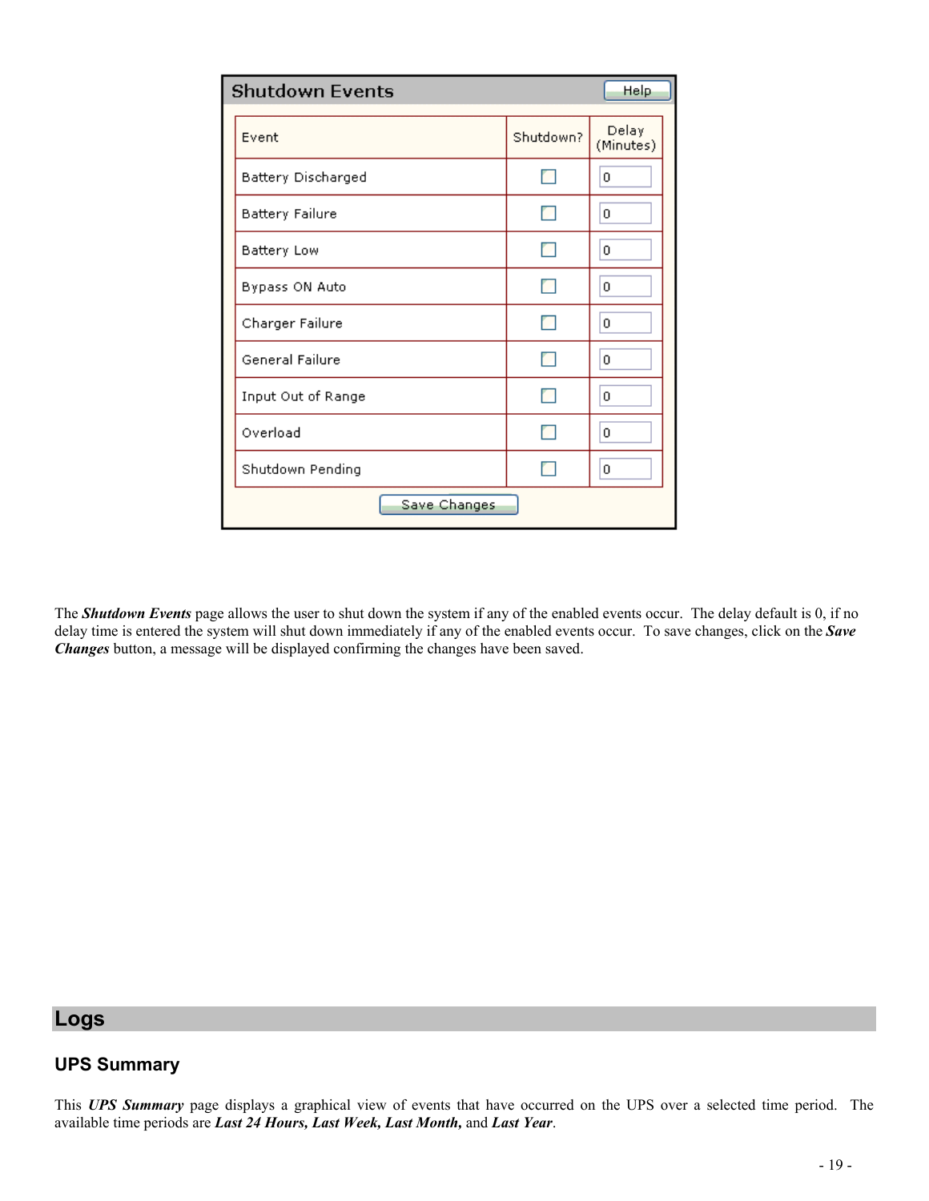## Shutdown Events

| Event | Shutdown? | Delay (Minutes) |
|---|---|---|
| Battery Discharged | ☐ | 0 |
| Battery Failure | ☐ | 0 |
| Battery Low | ☐ | 0 |
| Bypass ON Auto | ☐ | 0 |
| Charger Failure | ☐ | 0 |
| General Failure | ☐ | 0 |
| Input Out of Range | ☐ | 0 |
| Overload | ☐ | 0 |
| Shutdown Pending | ☐ | 0 |

Save Changes

The ***Shutdown Events*** page allows the user to shut down the system if any of the enabled events occur. The delay default is 0, if no delay time is entered the system will shut down immediately if any of the enabled events occur. To save changes, click on the ***Save Changes*** button, a message will be displayed confirming the changes have been saved.

# Logs

## UPS Summary

This ***UPS Summary*** page displays a graphical view of events that have occurred on the UPS over a selected time period. The available time periods are ***Last 24 Hours, Last Week, Last Month,*** and ***Last Year***.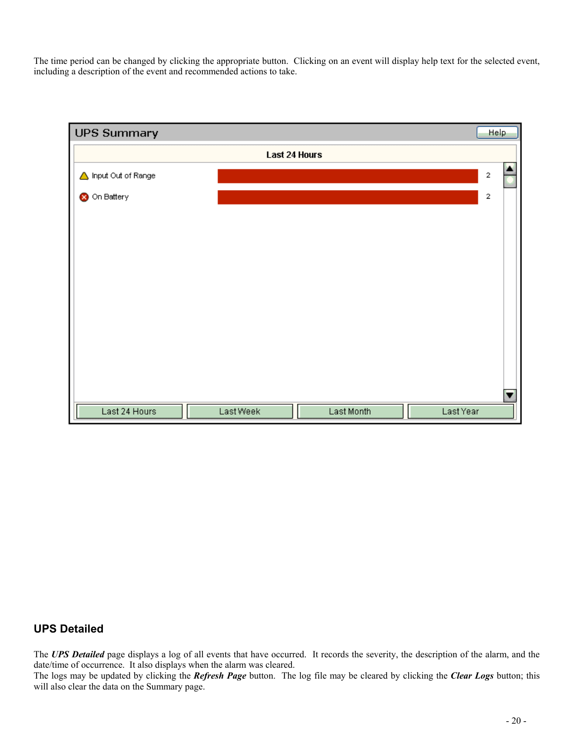The time period can be changed by clicking the appropriate button. Clicking on an event will display help text for the selected event, including a description of the event and recommended actions to take.

## UPS Detailed

The ***UPS Detailed*** page displays a log of all events that have occurred. It records the severity, the description of the alarm, and the date/time of occurrence. It also displays when the alarm was cleared.
The logs may be updated by clicking the ***Refresh Page*** button. The log file may be cleared by clicking the ***Clear Logs*** button; this will also clear the data on the Summary page.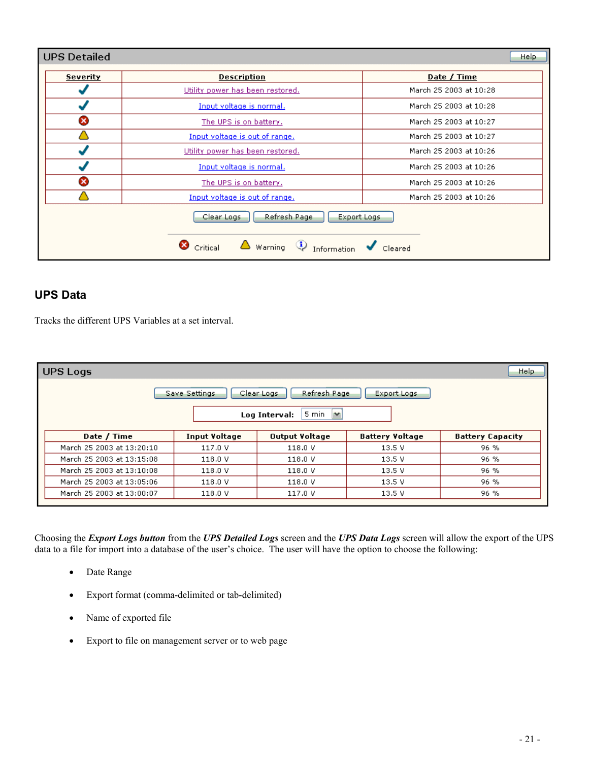### UPS Detailed

Help

| Severity | Description | Date / Time |
|---|---|---|
| ✔ | Utility power has been restored. | March 25 2003 at 10:28 |
| ✔ | Input voltage is normal. | March 25 2003 at 10:28 |
| ✖ | The UPS is on battery. | March 25 2003 at 10:27 |
| ⚠ | Input voltage is out of range. | March 25 2003 at 10:27 |
| ✔ | Utility power has been restored. | March 25 2003 at 10:26 |
| ✔ | Input voltage is normal. | March 25 2003 at 10:26 |
| ✖ | The UPS is on battery. | March 25 2003 at 10:26 |
| ⚠ | Input voltage is out of range. | March 25 2003 at 10:26 |

Clear Logs | Refresh Page | Export Logs

✖ Critical ⚠ Warning ℹ Information ✔ Cleared

## UPS Data

Tracks the different UPS Variables at a set interval.

### UPS Logs

Help

Save Settings | Clear Logs | Refresh Page | Export Logs

**Log Interval:** 5 min

| Date / Time | Input Voltage | Output Voltage | Battery Voltage | Battery Capacity |
|---|---|---|---|---|
| March 25 2003 at 13:20:10 | 117.0 V | 118.0 V | 13.5 V | 96 % |
| March 25 2003 at 13:15:08 | 118.0 V | 118.0 V | 13.5 V | 96 % |
| March 25 2003 at 13:10:08 | 118.0 V | 118.0 V | 13.5 V | 96 % |
| March 25 2003 at 13:05:06 | 118.0 V | 118.0 V | 13.5 V | 96 % |
| March 25 2003 at 13:00:07 | 118.0 V | 117.0 V | 13.5 V | 96 % |

Choosing the ***Export Logs button*** from the ***UPS Detailed Logs*** screen and the ***UPS Data Logs*** screen will allow the export of the UPS data to a file for import into a database of the user's choice. The user will have the option to choose the following:

- Date Range
- Export format (comma-delimited or tab-delimited)
- Name of exported file
- Export to file on management server or to web page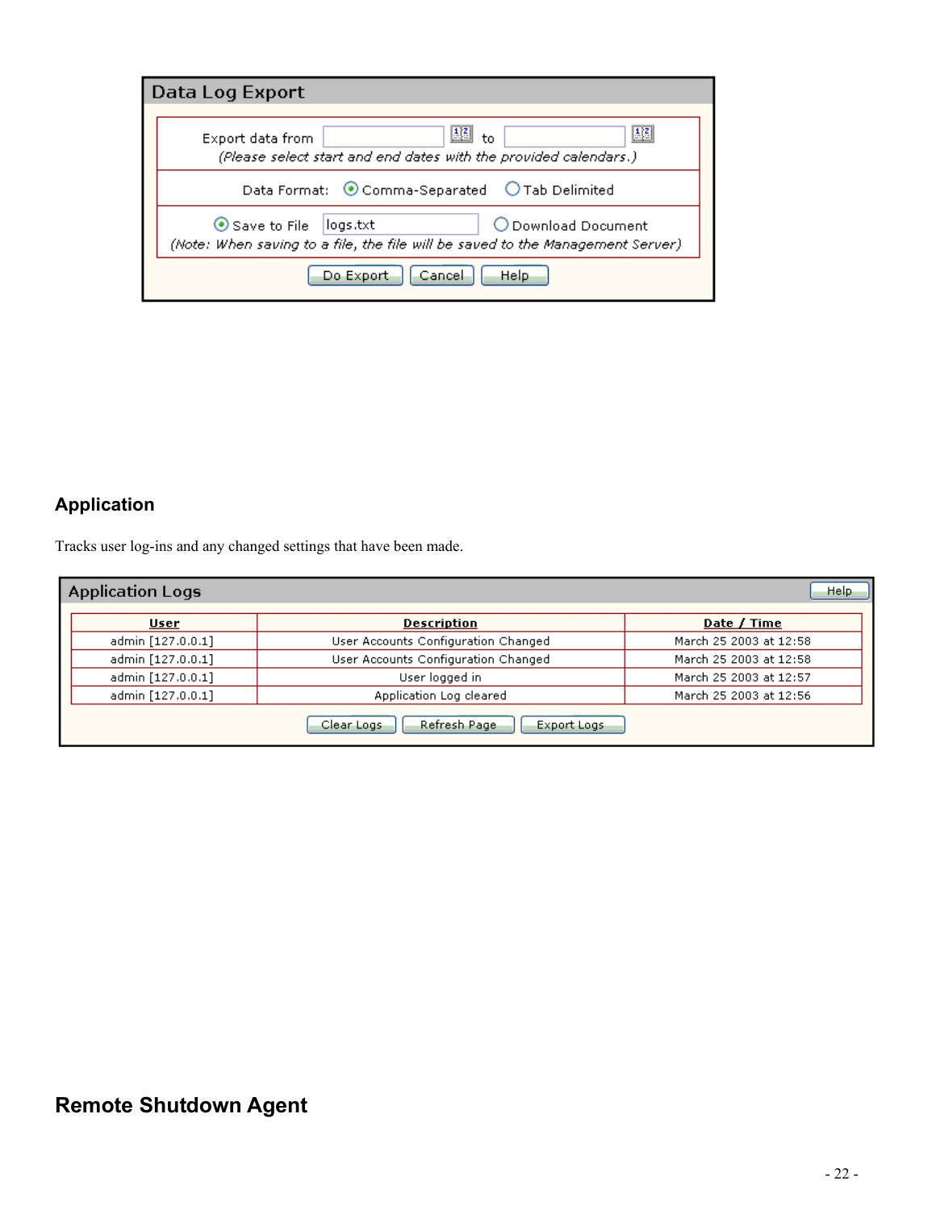**Data Log Export**

Export data from [ ] to [ ]
*(Please select start and end dates with the provided calendars.)*

Data Format: (•) Comma-Separated ( ) Tab Delimited

(•) Save to File [logs.txt] ( ) Download Document
*(Note: When saving to a file, the file will be saved to the Management Server)*

[Do Export] [Cancel] [Help]

## Application

Tracks user log-ins and any changed settings that have been made.

**Application Logs** [Help]

| User | Description | Date / Time |
|---|---|---|
| admin [127.0.0.1] | User Accounts Configuration Changed | March 25 2003 at 12:58 |
| admin [127.0.0.1] | User Accounts Configuration Changed | March 25 2003 at 12:58 |
| admin [127.0.0.1] | User logged in | March 25 2003 at 12:57 |
| admin [127.0.0.1] | Application Log cleared | March 25 2003 at 12:56 |

[Clear Logs] [Refresh Page] [Export Logs]

## Remote Shutdown Agent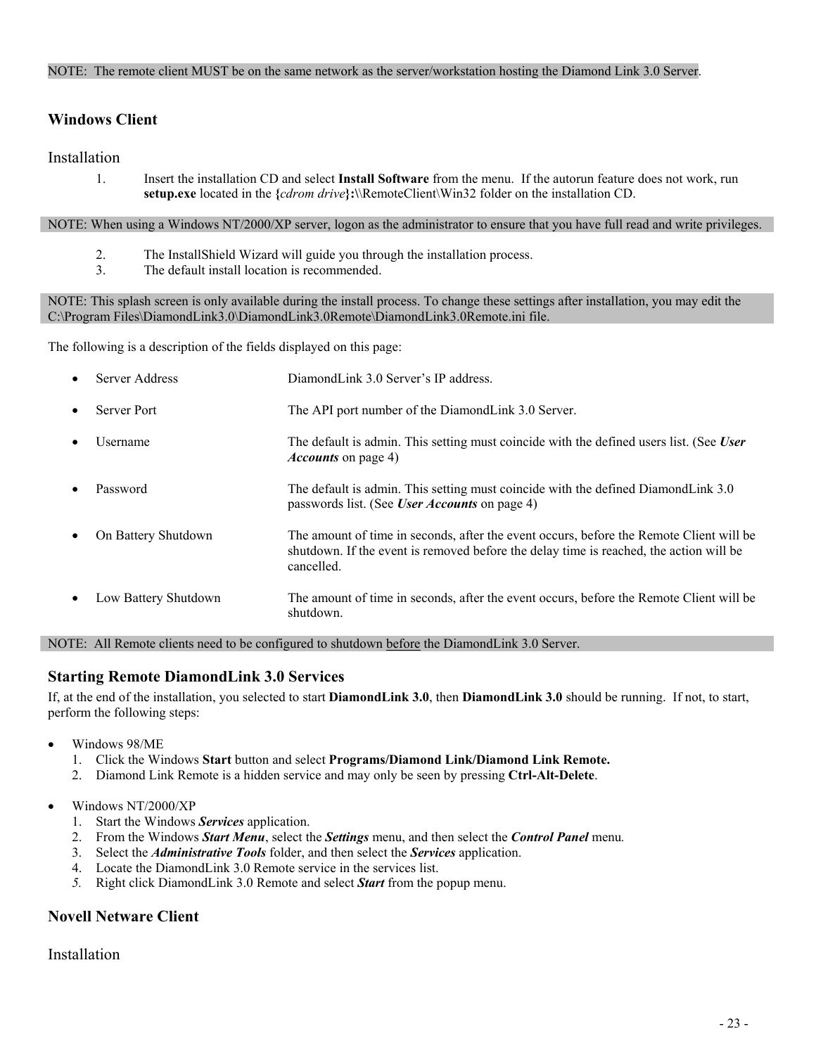NOTE: The remote client MUST be on the same network as the server/workstation hosting the Diamond Link 3.0 Server.

## Windows Client

### Installation

1. Insert the installation CD and select **Install Software** from the menu. If the autorun feature does not work, run **setup.exe** located in the **{***cdrom drive***}:**\\RemoteClient\Win32 folder on the installation CD.

NOTE: When using a Windows NT/2000/XP server, logon as the administrator to ensure that you have full read and write privileges.

2. The InstallShield Wizard will guide you through the installation process.
3. The default install location is recommended.

NOTE: This splash screen is only available during the install process. To change these settings after installation, you may edit the C:\Program Files\DiamondLink3.0\DiamondLink3.0Remote\DiamondLink3.0Remote.ini file.

The following is a description of the fields displayed on this page:

- Server Address — DiamondLink 3.0 Server's IP address.
- Server Port — The API port number of the DiamondLink 3.0 Server.
- Username — The default is admin. This setting must coincide with the defined users list. (See ***User Accounts*** on page 4)
- Password — The default is admin. This setting must coincide with the defined DiamondLink 3.0 passwords list. (See ***User Accounts*** on page 4)
- On Battery Shutdown — The amount of time in seconds, after the event occurs, before the Remote Client will be shutdown. If the event is removed before the delay time is reached, the action will be cancelled.
- Low Battery Shutdown — The amount of time in seconds, after the event occurs, before the Remote Client will be shutdown.

NOTE: All Remote clients need to be configured to shutdown <u>before</u> the DiamondLink 3.0 Server.

## Starting Remote DiamondLink 3.0 Services

If, at the end of the installation, you selected to start **DiamondLink 3.0**, then **DiamondLink 3.0** should be running. If not, to start, perform the following steps:

- Windows 98/ME
  1. Click the Windows **Start** button and select **Programs/Diamond Link/Diamond Link Remote.**
  2. Diamond Link Remote is a hidden service and may only be seen by pressing **Ctrl-Alt-Delete**.

- Windows NT/2000/XP
  1. Start the Windows ***Services*** application.
  2. From the Windows ***Start Menu***, select the ***Settings*** menu, and then select the ***Control Panel*** menu.
  3. Select the ***Administrative Tools*** folder, and then select the ***Services*** application.
  4. Locate the DiamondLink 3.0 Remote service in the services list.
  5. Right click DiamondLink 3.0 Remote and select ***Start*** from the popup menu.

## Novell Netware Client

### Installation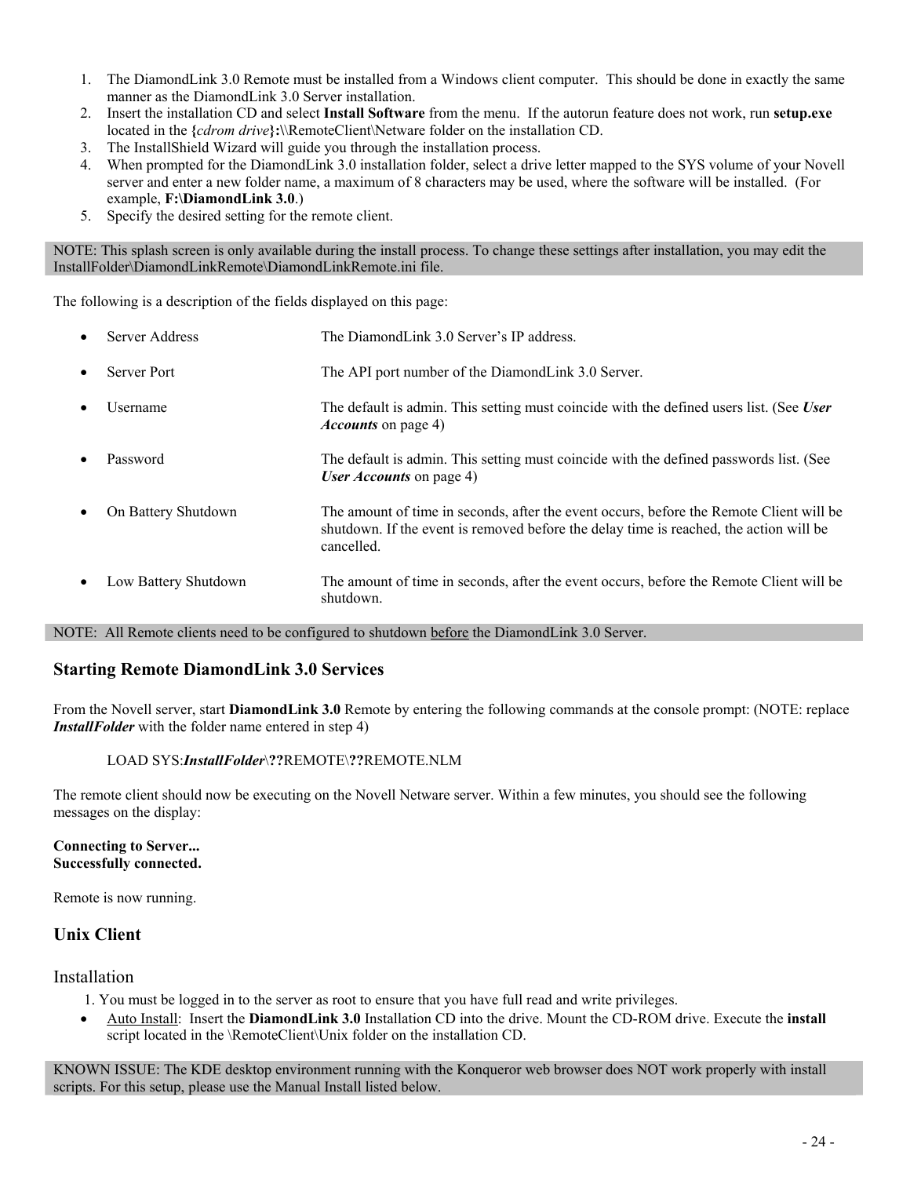1. The DiamondLink 3.0 Remote must be installed from a Windows client computer. This should be done in exactly the same manner as the DiamondLink 3.0 Server installation.
2. Insert the installation CD and select **Install Software** from the menu. If the autorun feature does not work, run **setup.exe** located in the **{***cdrom drive***}:\**\RemoteClient\Netware folder on the installation CD.
3. The InstallShield Wizard will guide you through the installation process.
4. When prompted for the DiamondLink 3.0 installation folder, select a drive letter mapped to the SYS volume of your Novell server and enter a new folder name, a maximum of 8 characters may be used, where the software will be installed. (For example, **F:\DiamondLink 3.0**.)
5. Specify the desired setting for the remote client.

NOTE: This splash screen is only available during the install process. To change these settings after installation, you may edit the InstallFolder\DiamondLinkRemote\DiamondLinkRemote.ini file.

The following is a description of the fields displayed on this page:

- Server Address — The DiamondLink 3.0 Server's IP address.
- Server Port — The API port number of the DiamondLink 3.0 Server.
- Username — The default is admin. This setting must coincide with the defined users list. (See ***User Accounts*** on page 4)
- Password — The default is admin. This setting must coincide with the defined passwords list. (See ***User Accounts*** on page 4)
- On Battery Shutdown — The amount of time in seconds, after the event occurs, before the Remote Client will be shutdown. If the event is removed before the delay time is reached, the action will be cancelled.
- Low Battery Shutdown — The amount of time in seconds, after the event occurs, before the Remote Client will be shutdown.

NOTE: All Remote clients need to be configured to shutdown <u>before</u> the DiamondLink 3.0 Server.

## Starting Remote DiamondLink 3.0 Services

From the Novell server, start **DiamondLink 3.0** Remote by entering the following commands at the console prompt: (NOTE: replace ***InstallFolder*** with the folder name entered in step 4)

LOAD SYS:***InstallFolder***\**??**REMOTE\**??**REMOTE.NLM

The remote client should now be executing on the Novell Netware server. Within a few minutes, you should see the following messages on the display:

**Connecting to Server...**
**Successfully connected.**

Remote is now running.

## Unix Client

### Installation

1. You must be logged in to the server as root to ensure that you have full read and write privileges.

- <u>Auto Install</u>: Insert the **DiamondLink 3.0** Installation CD into the drive. Mount the CD-ROM drive. Execute the **install** script located in the \RemoteClient\Unix folder on the installation CD.

KNOWN ISSUE: The KDE desktop environment running with the Konqueror web browser does NOT work properly with install scripts. For this setup, please use the Manual Install listed below.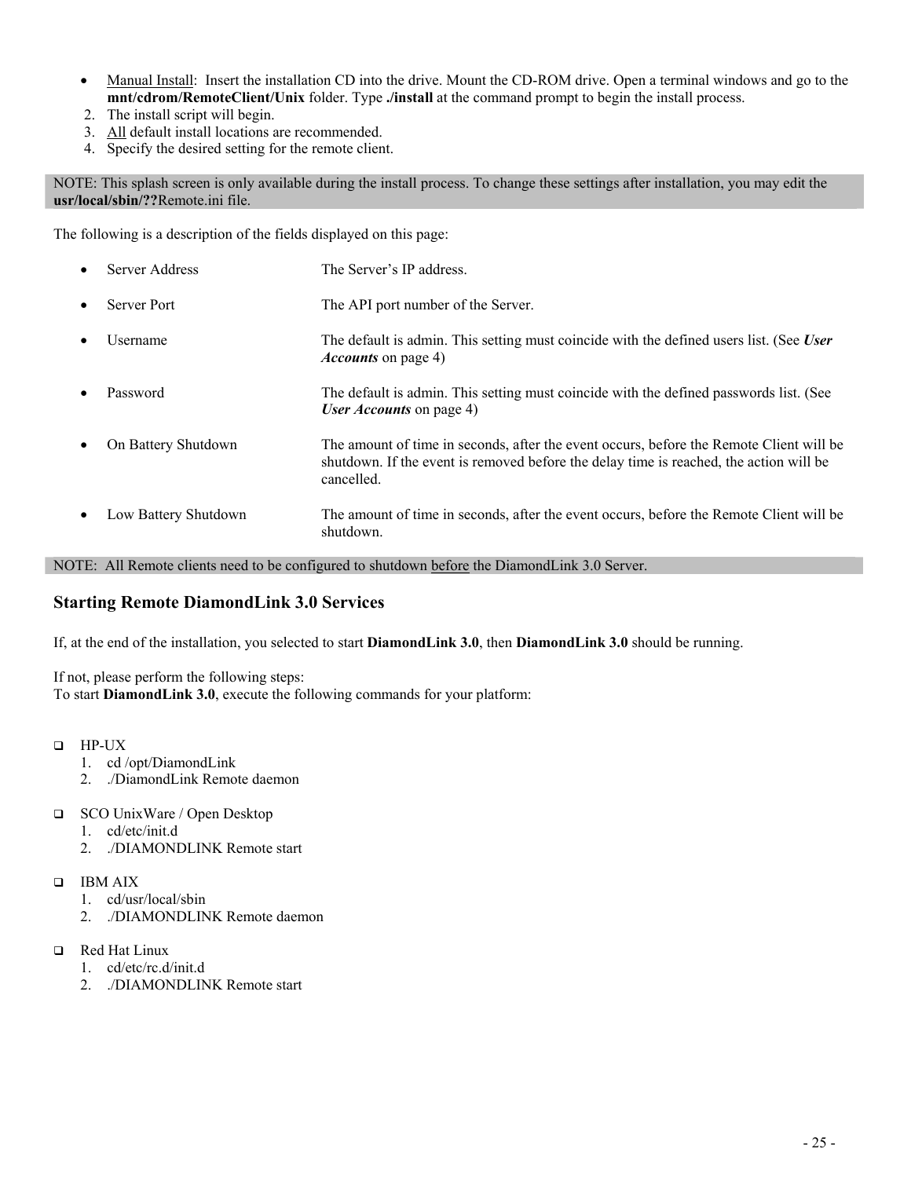- Manual Install: Insert the installation CD into the drive. Mount the CD-ROM drive. Open a terminal windows and go to the **mnt/cdrom/RemoteClient/Unix** folder. Type **./install** at the command prompt to begin the install process.

2. The install script will begin.
3. All default install locations are recommended.
4. Specify the desired setting for the remote client.

NOTE: This splash screen is only available during the install process. To change these settings after installation, you may edit the **usr/local/sbin/??**Remote.ini file.

The following is a description of the fields displayed on this page:

- Server Address — The Server's IP address.
- Server Port — The API port number of the Server.
- Username — The default is admin. This setting must coincide with the defined users list. (See ***User Accounts*** on page 4)
- Password — The default is admin. This setting must coincide with the defined passwords list. (See ***User Accounts*** on page 4)
- On Battery Shutdown — The amount of time in seconds, after the event occurs, before the Remote Client will be shutdown. If the event is removed before the delay time is reached, the action will be cancelled.
- Low Battery Shutdown — The amount of time in seconds, after the event occurs, before the Remote Client will be shutdown.

NOTE: All Remote clients need to be configured to shutdown before the DiamondLink 3.0 Server.

## Starting Remote DiamondLink 3.0 Services

If, at the end of the installation, you selected to start **DiamondLink 3.0**, then **DiamondLink 3.0** should be running.

If not, please perform the following steps:
To start **DiamondLink 3.0**, execute the following commands for your platform:

- HP-UX
  1. cd /opt/DiamondLink
  2. ./DiamondLink Remote daemon

- SCO UnixWare / Open Desktop
  1. cd/etc/init.d
  2. ./DIAMONDLINK Remote start

- IBM AIX
  1. cd/usr/local/sbin
  2. ./DIAMONDLINK Remote daemon

- Red Hat Linux
  1. cd/etc/rc.d/init.d
  2. ./DIAMONDLINK Remote start